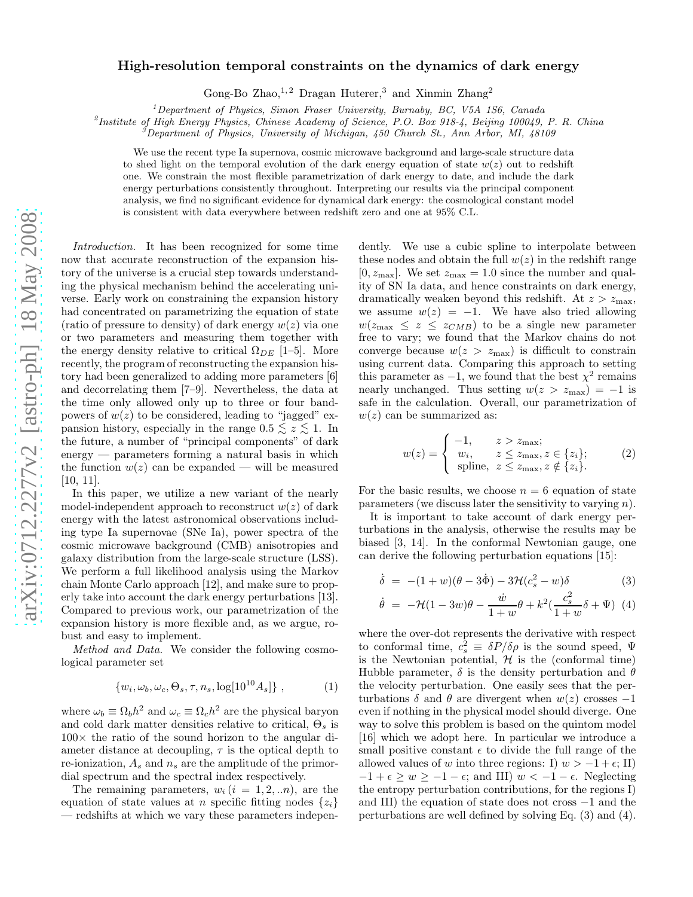# High-resolution temporal constraints on the dynamics of dark energy

Gong-Bo Zhao,[1,2] Dragan Huterer,[3] and Xinmin Zhang[2]

[1]*Department of Physics, Simon Fraser University, Burnaby, BC, V5A 1S6, Canada*
[2]*Institute of High Energy Physics, Chinese Academy of Science, P.O. Box 918-4, Beijing 100049, P. R. China*
[3]*Department of Physics, University of Michigan, 450 Church St., Ann Arbor, MI, 48109*

We use the recent type Ia supernova, cosmic microwave background and large-scale structure data to shed light on the temporal evolution of the dark energy equation of state $w(z)$ out to redshift one. We constrain the most flexible parametrization of dark energy to date, and include the dark energy perturbations consistently throughout. Interpreting our results via the principal component analysis, we find no significant evidence for dynamical dark energy: the cosmological constant model is consistent with data everywhere between redshift zero and one at 95% C.L.

*Introduction.* It has been recognized for some time now that accurate reconstruction of the expansion history of the universe is a crucial step towards understanding the physical mechanism behind the accelerating universe. Early work on constraining the expansion history had concentrated on parametrizing the equation of state (ratio of pressure to density) of dark energy $w(z)$ via one or two parameters and measuring them together with the energy density relative to critical $\Omega_{DE}$ [1–5]. More recently, the program of reconstructing the expansion history had been generalized to adding more parameters [6] and decorrelating them [7–9]. Nevertheless, the data at the time only allowed only up to three or four bandpowers of $w(z)$ to be considered, leading to "jagged" expansion history, especially in the range $0.5 \lesssim z \lesssim 1$. In the future, a number of "principal components" of dark energy — parameters forming a natural basis in which the function $w(z)$ can be expanded — will be measured [10, 11].

In this paper, we utilize a new variant of the nearly model-independent approach to reconstruct $w(z)$ of dark energy with the latest astronomical observations including type Ia supernovae (SNe Ia), power spectra of the cosmic microwave background (CMB) anisotropies and galaxy distribution from the large-scale structure (LSS). We perform a full likelihood analysis using the Markov chain Monte Carlo approach [12], and make sure to properly take into account the dark energy perturbations [13]. Compared to previous work, our parametrization of the expansion history is more flexible and, as we argue, robust and easy to implement.

*Method and Data.* We consider the following cosmological parameter set

$$\{w_i, \omega_b, \omega_c, \Theta_s, \tau, n_s, \log[10^{10} A_s]\}\ , \tag{1}$$

where $\omega_b \equiv \Omega_b h^2$ and $\omega_c \equiv \Omega_c h^2$ are the physical baryon and cold dark matter densities relative to critical, $\Theta_s$ is $100\times$ the ratio of the sound horizon to the angular diameter distance at decoupling, $\tau$ is the optical depth to re-ionization, $A_s$ and $n_s$ are the amplitude of the primordial spectrum and the spectral index respectively.

The remaining parameters, $w_i\,(i = 1, 2, ..n)$, are the equation of state values at $n$ specific fitting nodes $\{z_i\}$ — redshifts at which we vary these parameters independently. We use a cubic spline to interpolate between these nodes and obtain the full $w(z)$ in the redshift range $[0, z_{\rm max}]$. We set $z_{\rm max} = 1.0$ since the number and quality of SN Ia data, and hence constraints on dark energy, dramatically weaken beyond this redshift. At $z > z_{\rm max}$, we assume $w(z) = -1$. We have also tried allowing $w(z_{\rm max} \leq z \leq z_{CMB})$ to be a single new parameter free to vary; we found that the Markov chains do not converge because $w(z > z_{\rm max})$ is difficult to constrain using current data. Comparing this approach to setting this parameter as $-1$, we found that the best $\chi^2$ remains nearly unchanged. Thus setting $w(z > z_{\rm max}) = -1$ is safe in the calculation. Overall, our parametrization of $w(z)$ can be summarized as:

$$w(z) = \begin{cases} -1, & z > z_{\rm max}; \\ w_i, & z \leq z_{\rm max}, z \in \{z_i\}; \\ \text{spline}, & z \leq z_{\rm max}, z \notin \{z_i\}. \end{cases} \tag{2}$$

For the basic results, we choose $n = 6$ equation of state parameters (we discuss later the sensitivity to varying $n$).

It is important to take account of dark energy perturbations in the analysis, otherwise the results may be biased [3, 14]. In the conformal Newtonian gauge, one can derive the following perturbation equations [15]:

$$\dot{\delta} = -(1+w)(\theta - 3\dot{\Phi}) - 3\mathcal{H}(c_s^2 - w)\delta \tag{3}$$

$$\dot{\theta} = -\mathcal{H}(1-3w)\theta - \frac{\dot{w}}{1+w}\theta + k^2\left(\frac{c_s^2}{1+w}\delta + \Psi\right) \tag{4}$$

where the over-dot represents the derivative with respect to conformal time, $c_s^2 \equiv \delta P/\delta\rho$ is the sound speed, $\Psi$ is the Newtonian potential, $\mathcal{H}$ is the (conformal time) Hubble parameter, $\delta$ is the density perturbation and $\theta$ the velocity perturbation. One easily sees that the perturbations $\delta$ and $\theta$ are divergent when $w(z)$ crosses $-1$ even if nothing in the physical model should diverge. One way to solve this problem is based on the quintom model [16] which we adopt here. In particular we introduce a small positive constant $\epsilon$ to divide the full range of the allowed values of $w$ into three regions: I) $w > -1 + \epsilon$; II) $-1 + \epsilon \geq w \geq -1 - \epsilon$; and III) $w < -1 - \epsilon$. Neglecting the entropy perturbation contributions, for the regions I) and III) the equation of state does not cross $-1$ and the perturbations are well defined by solving Eq. (3) and (4).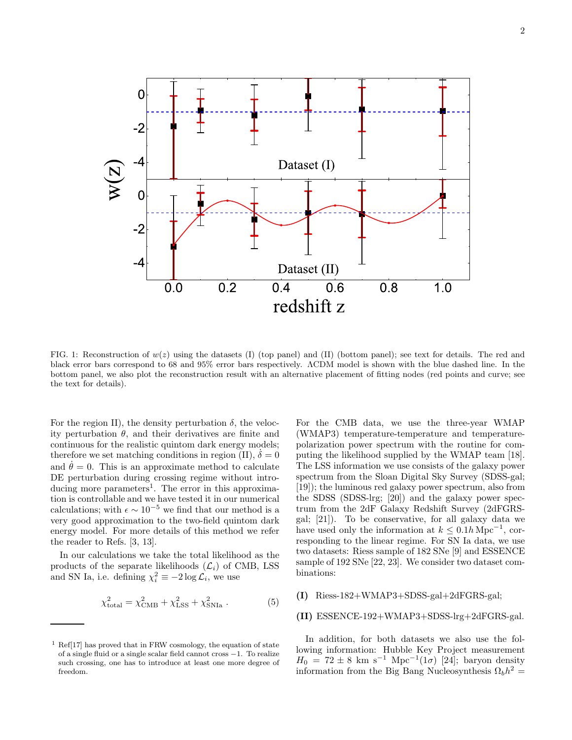FIG. 1: Reconstruction of $w(z)$ using the datasets (I) (top panel) and (II) (bottom panel); see text for details. The red and black error bars correspond to 68 and 95% error bars respectively. ΛCDM model is shown with the blue dashed line. In the bottom panel, we also plot the reconstruction result with an alternative placement of fitting nodes (red points and curve; see the text for details).

For the region II), the density perturbation $\delta$, the velocity perturbation $\theta$, and their derivatives are finite and continuous for the realistic quintom dark energy models; therefore we set matching conditions in region (II), $\dot{\delta} = 0$ and $\dot{\theta} = 0$. This is an approximate method to calculate DE perturbation during crossing regime without introducing more parameters[1]. The error in this approximation is controllable and we have tested it in our numerical calculations; with $\epsilon \sim 10^{-5}$ we find that our method is a very good approximation to the two-field quintom dark energy model. For more details of this method we refer the reader to Refs. [3, 13].

In our calculations we take the total likelihood as the products of the separate likelihoods ($\mathcal{L}_i$) of CMB, LSS and SN Ia, i.e. defining $\chi_i^2 \equiv -2 \log \mathcal{L}_i$, we use

$$\chi^2_{\rm total} = \chi^2_{\rm CMB} + \chi^2_{\rm LSS} + \chi^2_{\rm SNIa} \, . \tag{5}$$

For the CMB data, we use the three-year WMAP (WMAP3) temperature-temperature and temperature-polarization power spectrum with the routine for computing the likelihood supplied by the WMAP team [18]. The LSS information we use consists of the galaxy power spectrum from the Sloan Digital Sky Survey (SDSS-gal; [19]); the luminous red galaxy power spectrum, also from the SDSS (SDSS-lrg; [20]) and the galaxy power spectrum from the 2dF Galaxy Redshift Survey (2dFGRS-gal; [21]). To be conservative, for all galaxy data we have used only the information at $k \leq 0.1 h\,{\rm Mpc}^{-1}$, corresponding to the linear regime. For SN Ia data, we use two datasets: Riess sample of 182 SNe [9] and ESSENCE sample of 192 SNe [22, 23]. We consider two dataset combinations:

**(I)** Riess-182+WMAP3+SDSS-gal+2dFGRS-gal;

**(II)** ESSENCE-192+WMAP3+SDSS-lrg+2dFGRS-gal.

In addition, for both datasets we also use the following information: Hubble Key Project measurement $H_0 = 72 \pm 8$ km s$^{-1}$ Mpc$^{-1}(1\sigma)$ [24]; baryon density information from the Big Bang Nucleosynthesis $\Omega_b h^2 =$

[1] Ref[17] has proved that in FRW cosmology, the equation of state of a single fluid or a single scalar field cannot cross $-1$. To realize such crossing, one has to introduce at least one more degree of freedom.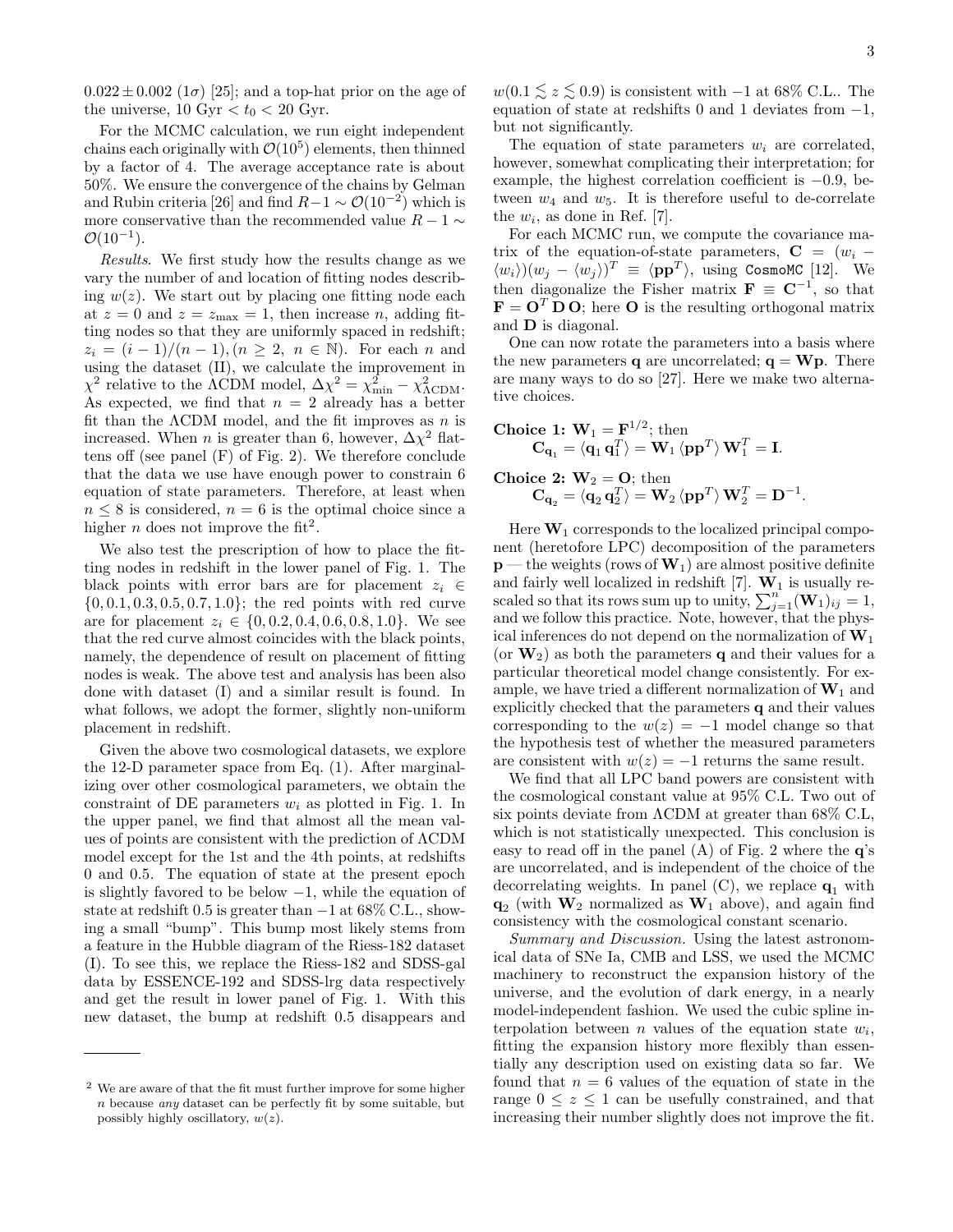$0.022 \pm 0.002$ ($1\sigma$) [25]; and a top-hat prior on the age of the universe, 10 Gyr $< t_0 <$ 20 Gyr.

For the MCMC calculation, we run eight independent chains each originally with $\mathcal{O}(10^5)$ elements, then thinned by a factor of 4. The average acceptance rate is about 50%. We ensure the convergence of the chains by Gelman and Rubin criteria [26] and find $R - 1 \sim \mathcal{O}(10^{-2})$ which is more conservative than the recommended value $R - 1 \sim \mathcal{O}(10^{-1})$.

*Results*. We first study how the results change as we vary the number of and location of fitting nodes describing $w(z)$. We start out by placing one fitting node each at $z = 0$ and $z = z_{\max} = 1$, then increase $n$, adding fitting nodes so that they are uniformly spaced in redshift; $z_i = (i-1)/(n-1), (n \geq 2,\ n \in \mathbb{N})$. For each $n$ and using the dataset (II), we calculate the improvement in $\chi^2$ relative to the ΛCDM model, $\Delta\chi^2 = \chi^2_{\min} - \chi^2_{\Lambda\mathrm{CDM}}$. As expected, we find that $n = 2$ already has a better fit than the ΛCDM model, and the fit improves as $n$ is increased. When $n$ is greater than 6, however, $\Delta\chi^2$ flattens off (see panel (F) of Fig. 2). We therefore conclude that the data we use have enough power to constrain 6 equation of state parameters. Therefore, at least when $n \leq 8$ is considered, $n = 6$ is the optimal choice since a higher $n$ does not improve the fit[2].

We also test the prescription of how to place the fitting nodes in redshift in the lower panel of Fig. 1. The black points with error bars are for placement $z_i \in \{0, 0.1, 0.3, 0.5, 0.7, 1.0\}$; the red points with red curve are for placement $z_i \in \{0, 0.2, 0.4, 0.6, 0.8, 1.0\}$. We see that the red curve almost coincides with the black points, namely, the dependence of result on placement of fitting nodes is weak. The above test and analysis has been also done with dataset (I) and a similar result is found. In what follows, we adopt the former, slightly non-uniform placement in redshift.

Given the above two cosmological datasets, we explore the 12-D parameter space from Eq. (1). After marginalizing over other cosmological parameters, we obtain the constraint of DE parameters $w_i$ as plotted in Fig. 1. In the upper panel, we find that almost all the mean values of points are consistent with the prediction of ΛCDM model except for the 1st and the 4th points, at redshifts 0 and 0.5. The equation of state at the present epoch is slightly favored to be below $-1$, while the equation of state at redshift 0.5 is greater than $-1$ at 68% C.L., showing a small "bump". This bump most likely stems from a feature in the Hubble diagram of the Riess-182 dataset (I). To see this, we replace the Riess-182 and SDSS-gal data by ESSENCE-192 and SDSS-lrg data respectively and get the result in lower panel of Fig. 1. With this new dataset, the bump at redshift 0.5 disappears and $w(0.1 \lesssim z \lesssim 0.9)$ is consistent with $-1$ at 68% C.L.. The equation of state at redshifts 0 and 1 deviates from $-1$, but not significantly.

The equation of state parameters $w_i$ are correlated, however, somewhat complicating their interpretation; for example, the highest correlation coefficient is $-0.9$, between $w_4$ and $w_5$. It is therefore useful to de-correlate the $w_i$, as done in Ref. [7].

For each MCMC run, we compute the covariance matrix of the equation-of-state parameters, $\mathbf{C} = (w_i - \langle w_i \rangle)(w_j - \langle w_j \rangle)^T \equiv \langle \mathbf{p}\mathbf{p}^T \rangle$, using `CosmoMC` [12]. We then diagonalize the Fisher matrix $\mathbf{F} \equiv \mathbf{C}^{-1}$, so that $\mathbf{F} = \mathbf{O}^T \mathbf{D} \mathbf{O}$; here $\mathbf{O}$ is the resulting orthogonal matrix and $\mathbf{D}$ is diagonal.

One can now rotate the parameters into a basis where the new parameters $\mathbf{q}$ are uncorrelated; $\mathbf{q} = \mathbf{W}\mathbf{p}$. There are many ways to do so [27]. Here we make two alternative choices.

**Choice 1:** $\mathbf{W}_1 = \mathbf{F}^{1/2}$; then
$$\mathbf{C}_{\mathbf{q}_1} = \langle \mathbf{q}_1 \mathbf{q}_1^T \rangle = \mathbf{W}_1 \langle \mathbf{p}\mathbf{p}^T \rangle \mathbf{W}_1^T = \mathbf{I}.$$

**Choice 2:** $\mathbf{W}_2 = \mathbf{O}$; then
$$\mathbf{C}_{\mathbf{q}_2} = \langle \mathbf{q}_2 \mathbf{q}_2^T \rangle = \mathbf{W}_2 \langle \mathbf{p}\mathbf{p}^T \rangle \mathbf{W}_2^T = \mathbf{D}^{-1}.$$

Here $\mathbf{W}_1$ corresponds to the localized principal component (heretofore LPC) decomposition of the parameters $\mathbf{p}$ — the weights (rows of $\mathbf{W}_1$) are almost positive definite and fairly well localized in redshift [7]. $\mathbf{W}_1$ is usually rescaled so that its rows sum up to unity, $\sum_{j=1}^{n} (\mathbf{W}_1)_{ij} = 1$, and we follow this practice. Note, however, that the physical inferences do not depend on the normalization of $\mathbf{W}_1$ (or $\mathbf{W}_2$) as both the parameters $\mathbf{q}$ and their values for a particular theoretical model change consistently. For example, we have tried a different normalization of $\mathbf{W}_1$ and explicitly checked that the parameters $\mathbf{q}$ and their values corresponding to the $w(z) = -1$ model change so that the hypothesis test of whether the measured parameters are consistent with $w(z) = -1$ returns the same result.

We find that all LPC band powers are consistent with the cosmological constant value at 95% C.L. Two out of six points deviate from ΛCDM at greater than 68% C.L, which is not statistically unexpected. This conclusion is easy to read off in the panel (A) of Fig. 2 where the $\mathbf{q}$'s are uncorrelated, and is independent of the choice of the decorrelating weights. In panel (C), we replace $\mathbf{q}_1$ with $\mathbf{q}_2$ (with $\mathbf{W}_2$ normalized as $\mathbf{W}_1$ above), and again find consistency with the cosmological constant scenario.

*Summary and Discussion.* Using the latest astronomical data of SNe Ia, CMB and LSS, we used the MCMC machinery to reconstruct the expansion history of the universe, and the evolution of dark energy, in a nearly model-independent fashion. We used the cubic spline interpolation between $n$ values of the equation state $w_i$, fitting the expansion history more flexibly than essentially any description used on existing data so far. We found that $n = 6$ values of the equation of state in the range $0 \leq z \leq 1$ can be usefully constrained, and that increasing their number slightly does not improve the fit.

---

[2] We are aware of that the fit must further improve for some higher $n$ because *any* dataset can be perfectly fit by some suitable, but possibly highly oscillatory, $w(z)$.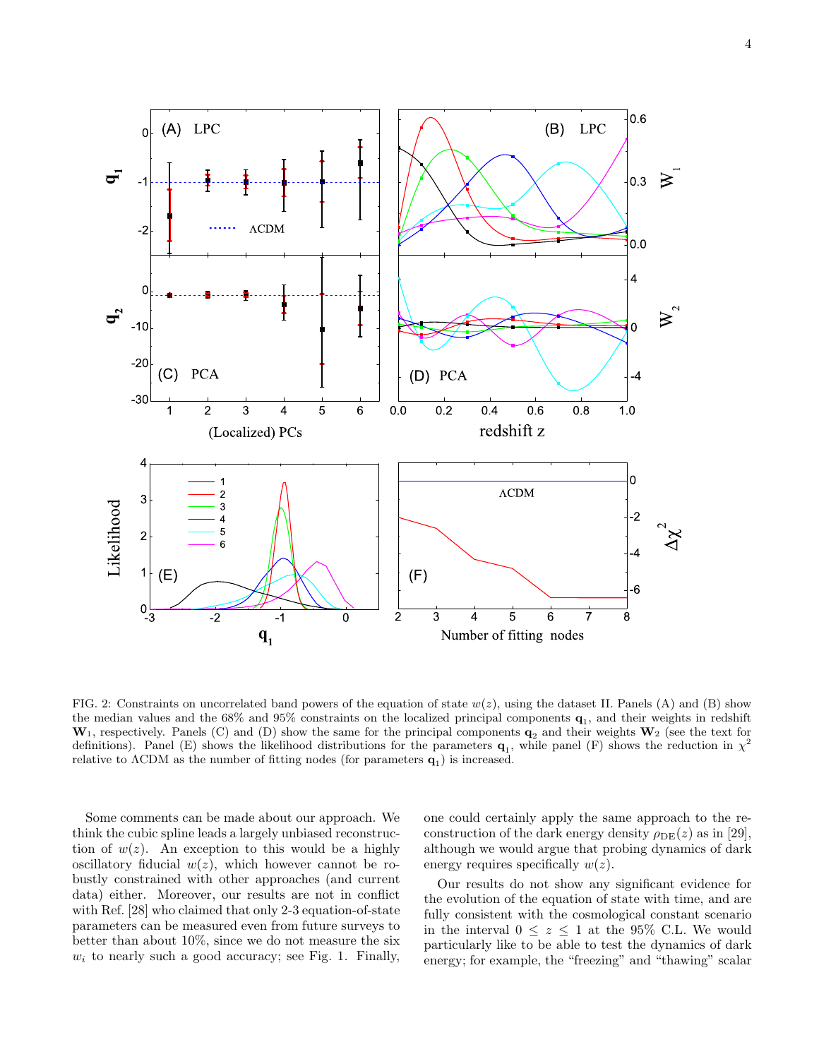FIG. 2: Constraints on uncorrelated band powers of the equation of state $w(z)$, using the dataset II. Panels (A) and (B) show the median values and the 68% and 95% constraints on the localized principal components $\mathbf{q}_1$, and their weights in redshift $\mathbf{W}_1$, respectively. Panels (C) and (D) show the same for the principal components $\mathbf{q}_2$ and their weights $\mathbf{W}_2$ (see the text for definitions). Panel (E) shows the likelihood distributions for the parameters $\mathbf{q}_1$, while panel (F) shows the reduction in $\chi^2$ relative to ΛCDM as the number of fitting nodes (for parameters $\mathbf{q}_1$) is increased.

Some comments can be made about our approach. We think the cubic spline leads a largely unbiased reconstruction of $w(z)$. An exception to this would be a highly oscillatory fiducial $w(z)$, which however cannot be robustly constrained with other approaches (and current data) either. Moreover, our results are not in conflict with Ref. [28] who claimed that only 2-3 equation-of-state parameters can be measured even from future surveys to better than about 10%, since we do not measure the six $w_i$ to nearly such a good accuracy; see Fig. 1. Finally, one could certainly apply the same approach to the reconstruction of the dark energy density $\rho_{\rm DE}(z)$ as in [29], although we would argue that probing dynamics of dark energy requires specifically $w(z)$.

Our results do not show any significant evidence for the evolution of the equation of state with time, and are fully consistent with the cosmological constant scenario in the interval $0 \leq z \leq 1$ at the 95% C.L. We would particularly like to be able to test the dynamics of dark energy; for example, the "freezing" and "thawing" scalar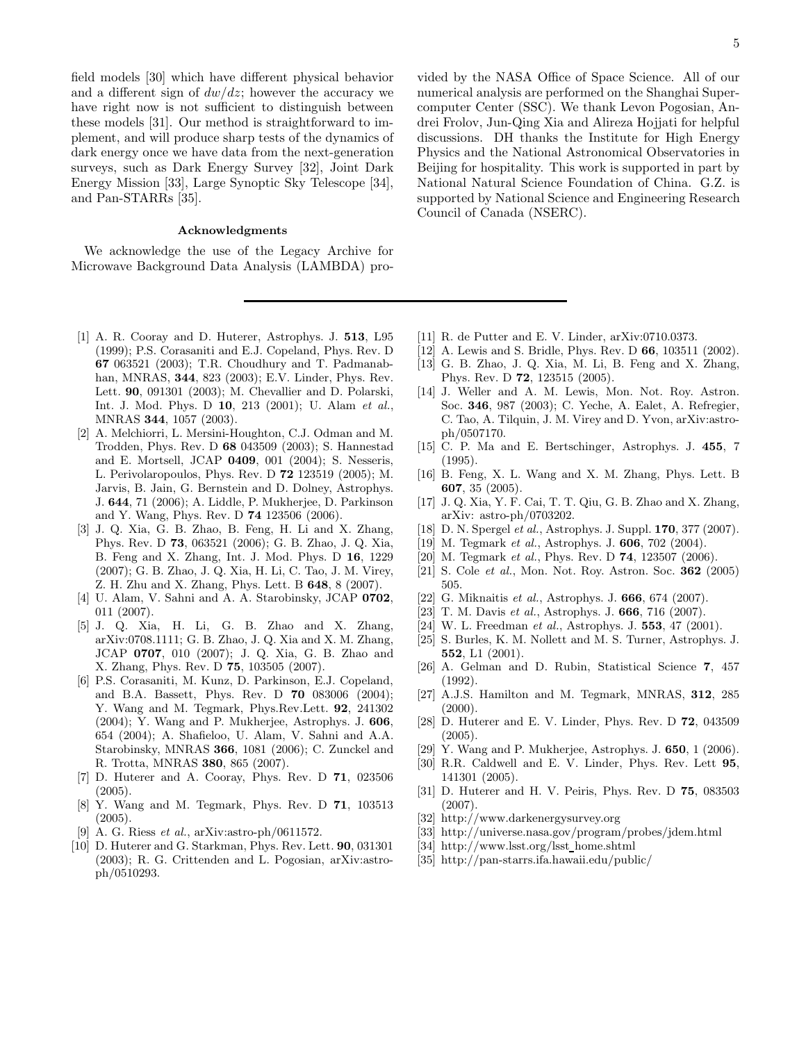field models [30] which have different physical behavior and a different sign of $dw/dz$; however the accuracy we have right now is not sufficient to distinguish between these models [31]. Our method is straightforward to implement, and will produce sharp tests of the dynamics of dark energy once we have data from the next-generation surveys, such as Dark Energy Survey [32], Joint Dark Energy Mission [33], Large Synoptic Sky Telescope [34], and Pan-STARRs [35].

### Acknowledgments

We acknowledge the use of the Legacy Archive for Microwave Background Data Analysis (LAMBDA) provided by the NASA Office of Space Science. All of our numerical analysis are performed on the Shanghai Supercomputer Center (SSC). We thank Levon Pogosian, Andrei Frolov, Jun-Qing Xia and Alireza Hojjati for helpful discussions. DH thanks the Institute for High Energy Physics and the National Astronomical Observatories in Beijing for hospitality. This work is supported in part by National Natural Science Foundation of China. G.Z. is supported by National Science and Engineering Research Council of Canada (NSERC).

---

[1] A. R. Cooray and D. Huterer, Astrophys. J. **513**, L95 (1999); P.S. Corasaniti and E.J. Copeland, Phys. Rev. D **67** 063521 (2003); T.R. Choudhury and T. Padmanabhan, MNRAS, **344**, 823 (2003); E.V. Linder, Phys. Rev. Lett. **90**, 091301 (2003); M. Chevallier and D. Polarski, Int. J. Mod. Phys. D **10**, 213 (2001); U. Alam *et al.*, MNRAS **344**, 1057 (2003).

[2] A. Melchiorri, L. Mersini-Houghton, C.J. Odman and M. Trodden, Phys. Rev. D **68** 043509 (2003); S. Hannestad and E. Mortsell, JCAP **0409**, 001 (2004); S. Nesseris, L. Perivolaropoulos, Phys. Rev. D **72** 123519 (2005); M. Jarvis, B. Jain, G. Bernstein and D. Dolney, Astrophys. J. **644**, 71 (2006); A. Liddle, P. Mukherjee, D. Parkinson and Y. Wang, Phys. Rev. D **74** 123506 (2006).

[3] J. Q. Xia, G. B. Zhao, B. Feng, H. Li and X. Zhang, Phys. Rev. D **73**, 063521 (2006); G. B. Zhao, J. Q. Xia, B. Feng and X. Zhang, Int. J. Mod. Phys. D **16**, 1229 (2007); G. B. Zhao, J. Q. Xia, H. Li, C. Tao, J. M. Virey, Z. H. Zhu and X. Zhang, Phys. Lett. B **648**, 8 (2007).

[4] U. Alam, V. Sahni and A. A. Starobinsky, JCAP **0702**, 011 (2007).

[5] J. Q. Xia, H. Li, G. B. Zhao and X. Zhang, arXiv:0708.1111; G. B. Zhao, J. Q. Xia and X. M. Zhang, JCAP **0707**, 010 (2007); J. Q. Xia, G. B. Zhao and X. Zhang, Phys. Rev. D **75**, 103505 (2007).

[6] P.S. Corasaniti, M. Kunz, D. Parkinson, E.J. Copeland, and B.A. Bassett, Phys. Rev. D **70** 083006 (2004); Y. Wang and M. Tegmark, Phys.Rev.Lett. **92**, 241302 (2004); Y. Wang and P. Mukherjee, Astrophys. J. **606**, 654 (2004); A. Shafieloo, U. Alam, V. Sahni and A.A. Starobinsky, MNRAS **366**, 1081 (2006); C. Zunckel and R. Trotta, MNRAS **380**, 865 (2007).

[7] D. Huterer and A. Cooray, Phys. Rev. D **71**, 023506 (2005).

[8] Y. Wang and M. Tegmark, Phys. Rev. D **71**, 103513 (2005).

[9] A. G. Riess *et al.*, arXiv:astro-ph/0611572.

[10] D. Huterer and G. Starkman, Phys. Rev. Lett. **90**, 031301 (2003); R. G. Crittenden and L. Pogosian, arXiv:astro-ph/0510293.

[11] R. de Putter and E. V. Linder, arXiv:0710.0373.

[12] A. Lewis and S. Bridle, Phys. Rev. D **66**, 103511 (2002).

[13] G. B. Zhao, J. Q. Xia, M. Li, B. Feng and X. Zhang, Phys. Rev. D **72**, 123515 (2005).

[14] J. Weller and A. M. Lewis, Mon. Not. Roy. Astron. Soc. **346**, 987 (2003); C. Yeche, A. Ealet, A. Refregier, C. Tao, A. Tilquin, J. M. Virey and D. Yvon, arXiv:astro-ph/0507170.

[15] C. P. Ma and E. Bertschinger, Astrophys. J. **455**, 7 (1995).

[16] B. Feng, X. L. Wang and X. M. Zhang, Phys. Lett. B **607**, 35 (2005).

[17] J. Q. Xia, Y. F. Cai, T. T. Qiu, G. B. Zhao and X. Zhang, arXiv: astro-ph/0703202.

[18] D. N. Spergel *et al.*, Astrophys. J. Suppl. **170**, 377 (2007).

[19] M. Tegmark *et al.*, Astrophys. J. **606**, 702 (2004).

[20] M. Tegmark *et al.*, Phys. Rev. D **74**, 123507 (2006).

[21] S. Cole *et al.*, Mon. Not. Roy. Astron. Soc. **362** (2005) 505.

[22] G. Miknaitis *et al.*, Astrophys. J. **666**, 674 (2007).

[23] T. M. Davis *et al.*, Astrophys. J. **666**, 716 (2007).

[24] W. L. Freedman *et al.*, Astrophys. J. **553**, 47 (2001).

[25] S. Burles, K. M. Nollett and M. S. Turner, Astrophys. J. **552**, L1 (2001).

[26] A. Gelman and D. Rubin, Statistical Science **7**, 457 (1992).

[27] A.J.S. Hamilton and M. Tegmark, MNRAS, **312**, 285 (2000).

[28] D. Huterer and E. V. Linder, Phys. Rev. D **72**, 043509 (2005).

[29] Y. Wang and P. Mukherjee, Astrophys. J. **650**, 1 (2006).

[30] R.R. Caldwell and E. V. Linder, Phys. Rev. Lett **95**, 141301 (2005).

[31] D. Huterer and H. V. Peiris, Phys. Rev. D **75**, 083503 (2007).

[32] http://www.darkenergysurvey.org

[33] http://universe.nasa.gov/program/probes/jdem.html

[34] http://www.lsst.org/lsst_home.shtml

[35] http://pan-starrs.ifa.hawaii.edu/public/